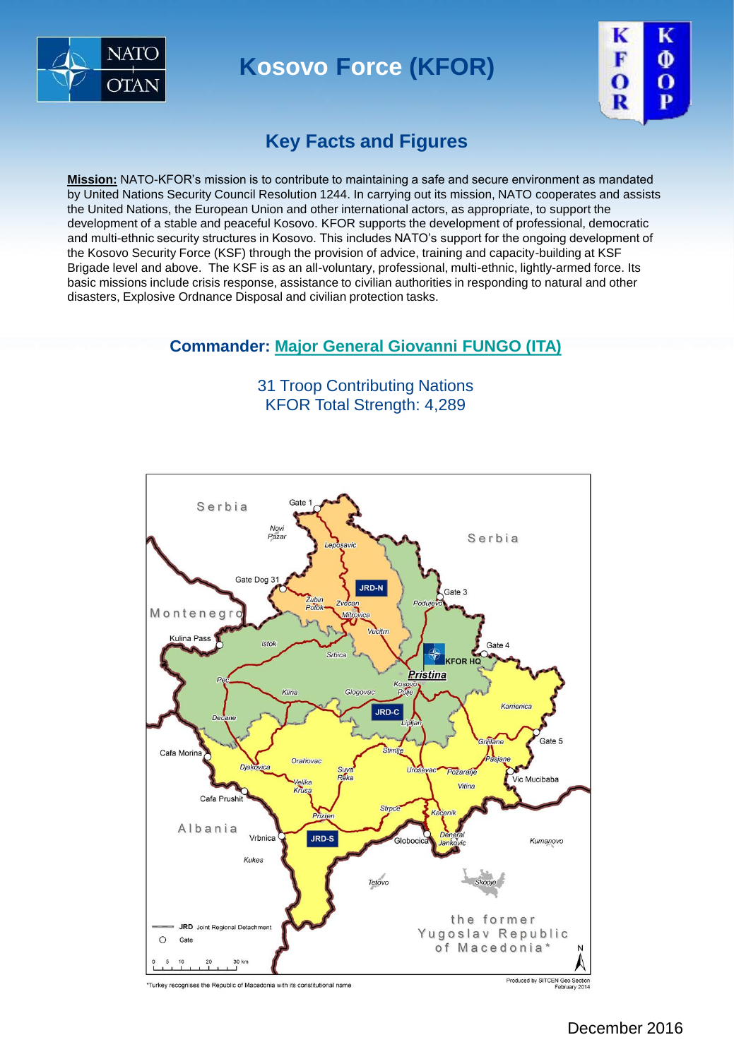# Kosovo Force (KFOR)

## Key Facts and Figures

**Mission:** NATO-KFOR's mission is to contribute to maintaining a safe and secure environment as mandated by United Nations Security Council Resolution 1244. In carrying out its mission, NATO cooperates and assists the United Nations, the European Union and other international actors, as appropriate, to support the development of a stable and peaceful Kosovo. KFOR supports the development of professional, democratic and multi-ethnic security structures in Kosovo. This includes NATO's support for the ongoing development of the Kosovo Security Force (KSF) through the provision of advice, training and capacity-building at KSF Brigade level and above. The KSF is as an all-voluntary, professional, multi-ethnic, lightly-armed force. Its basic missions include crisis response, assistance to civilian authorities in responding to natural and other disasters, Explosive Ordnance Disposal and civilian protection tasks.

### Commander: Major General Giovanni FUNGO (ITA)

31 Troop Contributing Nations
KFOR Total Strength: 4,289

*Turkey recognises the Republic of Macedonia with its constitutional name

Produced by SITCEN Geo Section
February 2014

December 2016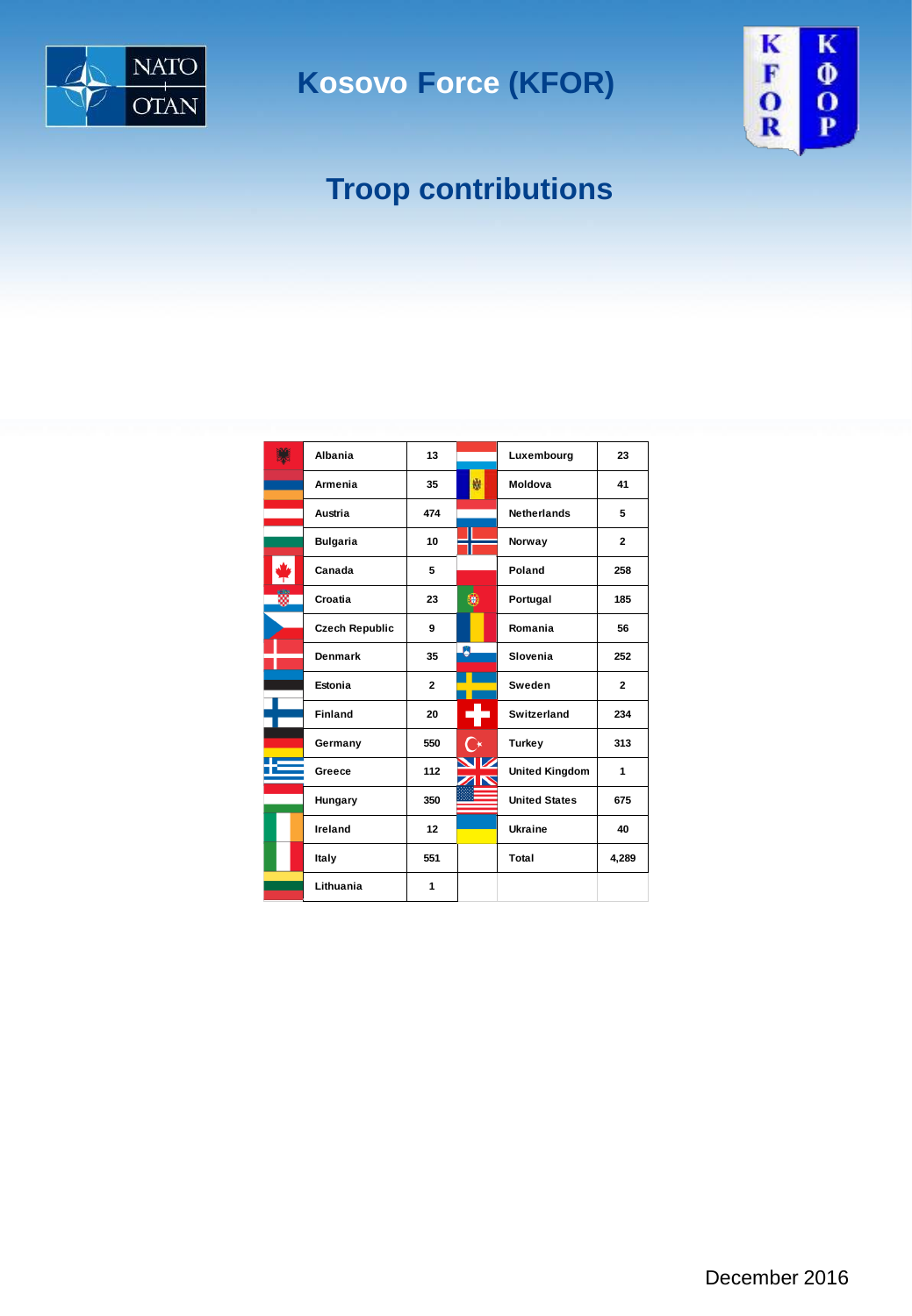# Kosovo Force (KFOR)

## Troop contributions

| Country | Troops | Country | Troops |
|---|---|---|---|
| Albania | 13 | Luxembourg | 23 |
| Armenia | 35 | Moldova | 41 |
| Austria | 474 | Netherlands | 5 |
| Bulgaria | 10 | Norway | 2 |
| Canada | 5 | Poland | 258 |
| Croatia | 23 | Portugal | 185 |
| Czech Republic | 9 | Romania | 56 |
| Denmark | 35 | Slovenia | 252 |
| Estonia | 2 | Sweden | 2 |
| Finland | 20 | Switzerland | 234 |
| Germany | 550 | Turkey | 313 |
| Greece | 112 | United Kingdom | 1 |
| Hungary | 350 | United States | 675 |
| Ireland | 12 | Ukraine | 40 |
| Italy | 551 | Total | 4,289 |
| Lithuania | 1 | | |

December 2016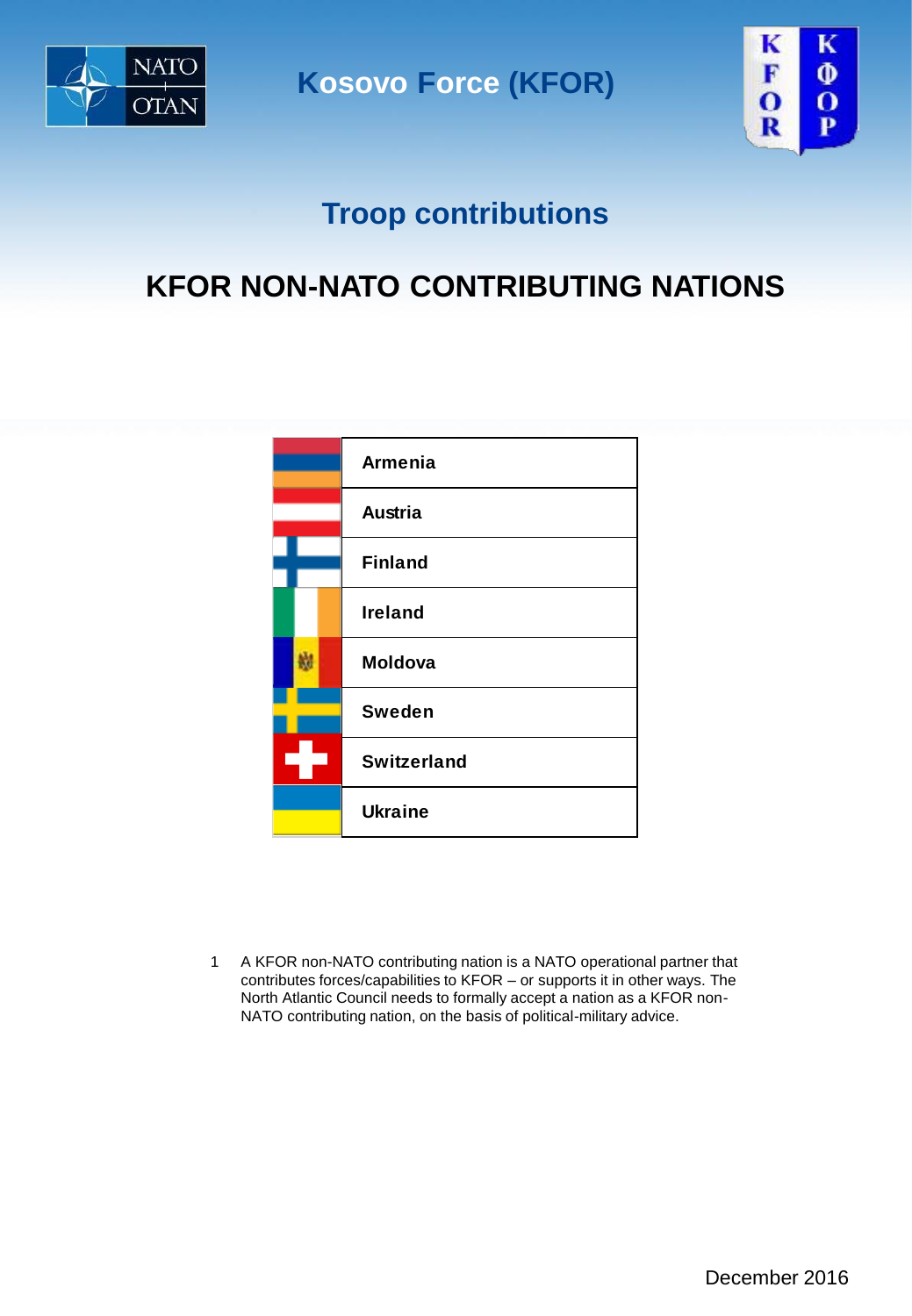Kosovo Force (KFOR)

## Troop contributions

# KFOR NON-NATO CONTRIBUTING NATIONS

| | |
|---|---|
| | **Armenia** |
| | **Austria** |
| | **Finland** |
| | **Ireland** |
| | **Moldova** |
| | **Sweden** |
| | **Switzerland** |
| | **Ukraine** |

1 A KFOR non-NATO contributing nation is a NATO operational partner that contributes forces/capabilities to KFOR – or supports it in other ways. The North Atlantic Council needs to formally accept a nation as a KFOR non-NATO contributing nation, on the basis of political-military advice.

December 2016